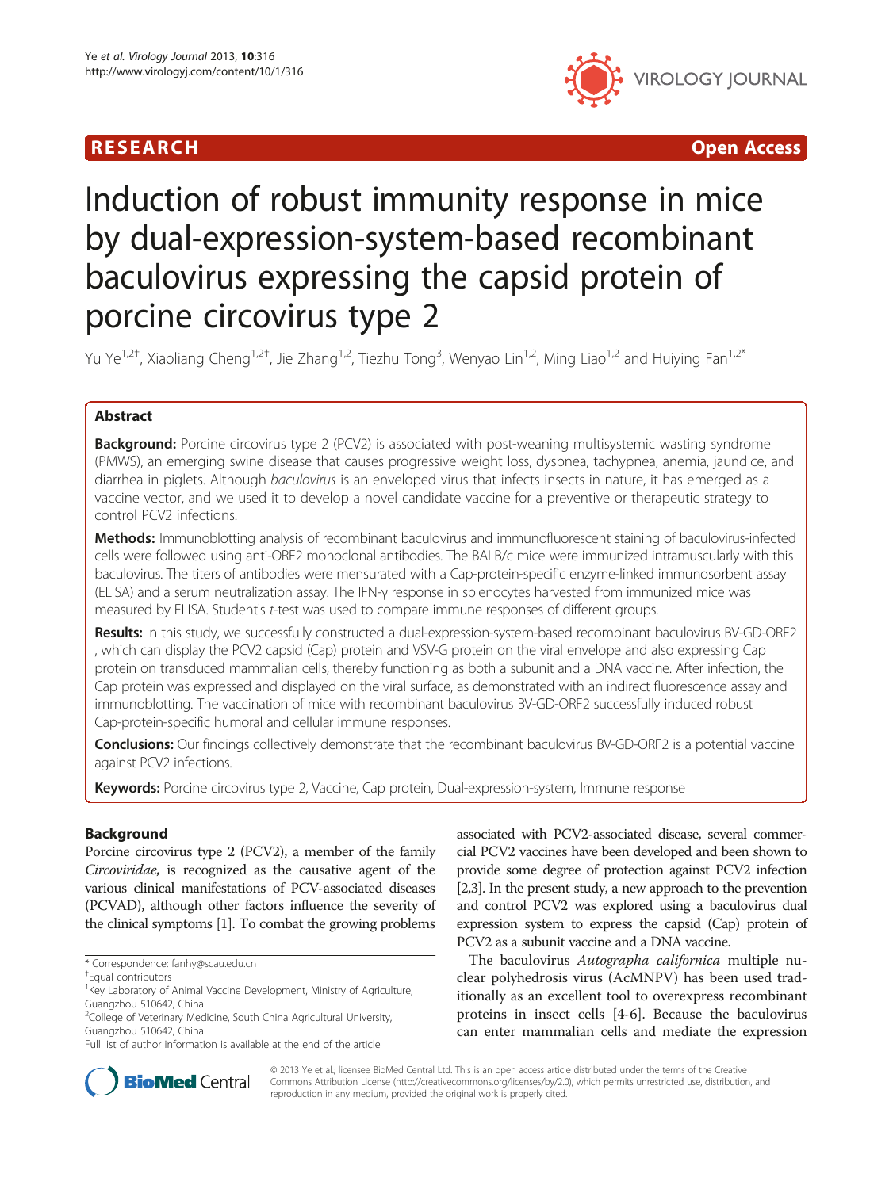RESEARCH Open Access

# Induction of robust immunity response in mice by dual-expression-system-based recombinant baculovirus expressing the capsid protein of porcine circovirus type 2

Yu Ye[1,2†], Xiaoliang Cheng[1,2†], Jie Zhang[1,2], Tiezhu Tong[3], Wenyao Lin[1,2], Ming Liao[1,2] and Huiying Fan[1,2*]

## Abstract

**Background:** Porcine circovirus type 2 (PCV2) is associated with post-weaning multisystemic wasting syndrome (PMWS), an emerging swine disease that causes progressive weight loss, dyspnea, tachypnea, anemia, jaundice, and diarrhea in piglets. Although *baculovirus* is an enveloped virus that infects insects in nature, it has emerged as a vaccine vector, and we used it to develop a novel candidate vaccine for a preventive or therapeutic strategy to control PCV2 infections.

**Methods:** Immunoblotting analysis of recombinant baculovirus and immunofluorescent staining of baculovirus-infected cells were followed using anti-ORF2 monoclonal antibodies. The BALB/c mice were immunized intramuscularly with this baculovirus. The titers of antibodies were mensurated with a Cap-protein-specific enzyme-linked immunosorbent assay (ELISA) and a serum neutralization assay. The IFN-γ response in splenocytes harvested from immunized mice was measured by ELISA. Student's *t*-test was used to compare immune responses of different groups.

**Results:** In this study, we successfully constructed a dual-expression-system-based recombinant baculovirus BV-GD-ORF2 , which can display the PCV2 capsid (Cap) protein and VSV-G protein on the viral envelope and also expressing Cap protein on transduced mammalian cells, thereby functioning as both a subunit and a DNA vaccine. After infection, the Cap protein was expressed and displayed on the viral surface, as demonstrated with an indirect fluorescence assay and immunoblotting. The vaccination of mice with recombinant baculovirus BV-GD-ORF2 successfully induced robust Cap-protein-specific humoral and cellular immune responses.

**Conclusions:** Our findings collectively demonstrate that the recombinant baculovirus BV-GD-ORF2 is a potential vaccine against PCV2 infections.

**Keywords:** Porcine circovirus type 2, Vaccine, Cap protein, Dual-expression-system, Immune response

## Background

Porcine circovirus type 2 (PCV2), a member of the family *Circoviridae*, is recognized as the causative agent of the various clinical manifestations of PCV-associated diseases (PCVAD), although other factors influence the severity of the clinical symptoms [1]. To combat the growing problems associated with PCV2-associated disease, several commercial PCV2 vaccines have been developed and been shown to provide some degree of protection against PCV2 infection [2,3]. In the present study, a new approach to the prevention and control PCV2 was explored using a baculovirus dual expression system to express the capsid (Cap) protein of PCV2 as a subunit vaccine and a DNA vaccine.

The baculovirus *Autographa californica* multiple nuclear polyhedrosis virus (AcMNPV) has been used traditionally as an excellent tool to overexpress recombinant proteins in insect cells [4-6]. Because the baculovirus can enter mammalian cells and mediate the expression

\* Correspondence: fanhy@scau.edu.cn
†Equal contributors
[1]Key Laboratory of Animal Vaccine Development, Ministry of Agriculture, Guangzhou 510642, China
[2]College of Veterinary Medicine, South China Agricultural University, Guangzhou 510642, China
Full list of author information is available at the end of the article

© 2013 Ye et al.; licensee BioMed Central Ltd. This is an open access article distributed under the terms of the Creative Commons Attribution License (http://creativecommons.org/licenses/by/2.0), which permits unrestricted use, distribution, and reproduction in any medium, provided the original work is properly cited.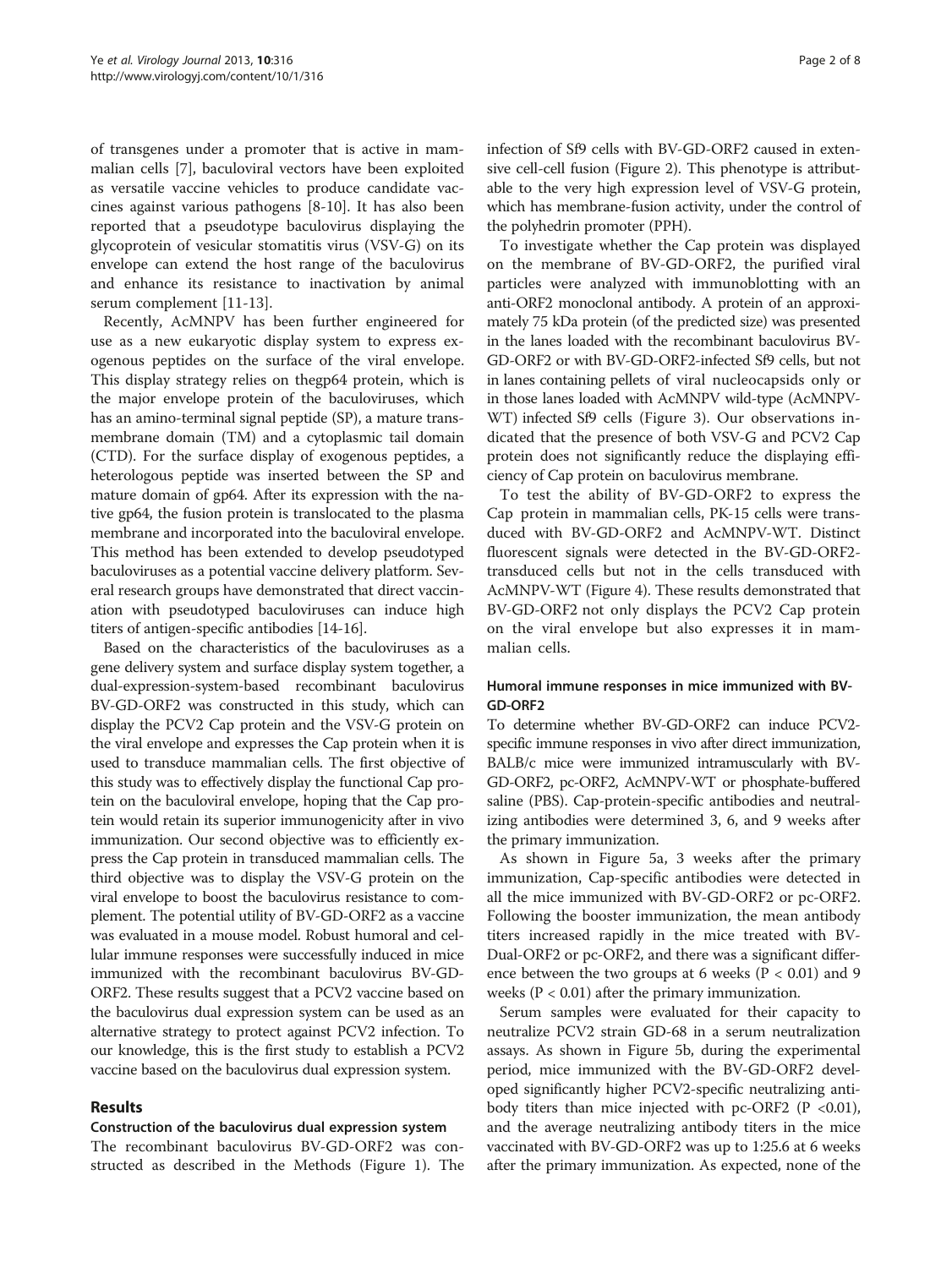of transgenes under a promoter that is active in mammalian cells [7], baculoviral vectors have been exploited as versatile vaccine vehicles to produce candidate vaccines against various pathogens [8-10]. It has also been reported that a pseudotype baculovirus displaying the glycoprotein of vesicular stomatitis virus (VSV-G) on its envelope can extend the host range of the baculovirus and enhance its resistance to inactivation by animal serum complement [11-13].

Recently, AcMNPV has been further engineered for use as a new eukaryotic display system to express exogenous peptides on the surface of the viral envelope. This display strategy relies on thegp64 protein, which is the major envelope protein of the baculoviruses, which has an amino-terminal signal peptide (SP), a mature transmembrane domain (TM) and a cytoplasmic tail domain (CTD). For the surface display of exogenous peptides, a heterologous peptide was inserted between the SP and mature domain of gp64. After its expression with the native gp64, the fusion protein is translocated to the plasma membrane and incorporated into the baculoviral envelope. This method has been extended to develop pseudotyped baculoviruses as a potential vaccine delivery platform. Several research groups have demonstrated that direct vaccination with pseudotyped baculoviruses can induce high titers of antigen-specific antibodies [14-16].

Based on the characteristics of the baculoviruses as a gene delivery system and surface display system together, a dual-expression-system-based recombinant baculovirus BV-GD-ORF2 was constructed in this study, which can display the PCV2 Cap protein and the VSV-G protein on the viral envelope and expresses the Cap protein when it is used to transduce mammalian cells. The first objective of this study was to effectively display the functional Cap protein on the baculoviral envelope, hoping that the Cap protein would retain its superior immunogenicity after in vivo immunization. Our second objective was to efficiently express the Cap protein in transduced mammalian cells. The third objective was to display the VSV-G protein on the viral envelope to boost the baculovirus resistance to complement. The potential utility of BV-GD-ORF2 as a vaccine was evaluated in a mouse model. Robust humoral and cellular immune responses were successfully induced in mice immunized with the recombinant baculovirus BV-GD-ORF2. These results suggest that a PCV2 vaccine based on the baculovirus dual expression system can be used as an alternative strategy to protect against PCV2 infection. To our knowledge, this is the first study to establish a PCV2 vaccine based on the baculovirus dual expression system.

## Results

### Construction of the baculovirus dual expression system

The recombinant baculovirus BV-GD-ORF2 was constructed as described in the Methods (Figure 1). The infection of Sf9 cells with BV-GD-ORF2 caused in extensive cell-cell fusion (Figure 2). This phenotype is attributable to the very high expression level of VSV-G protein, which has membrane-fusion activity, under the control of the polyhedrin promoter (PPH).

To investigate whether the Cap protein was displayed on the membrane of BV-GD-ORF2, the purified viral particles were analyzed with immunoblotting with an anti-ORF2 monoclonal antibody. A protein of an approximately 75 kDa protein (of the predicted size) was presented in the lanes loaded with the recombinant baculovirus BV-GD-ORF2 or with BV-GD-ORF2-infected Sf9 cells, but not in lanes containing pellets of viral nucleocapsids only or in those lanes loaded with AcMNPV wild-type (AcMNPV-WT) infected Sf9 cells (Figure 3). Our observations indicated that the presence of both VSV-G and PCV2 Cap protein does not significantly reduce the displaying efficiency of Cap protein on baculovirus membrane.

To test the ability of BV-GD-ORF2 to express the Cap protein in mammalian cells, PK-15 cells were transduced with BV-GD-ORF2 and AcMNPV-WT. Distinct fluorescent signals were detected in the BV-GD-ORF2-transduced cells but not in the cells transduced with AcMNPV-WT (Figure 4). These results demonstrated that BV-GD-ORF2 not only displays the PCV2 Cap protein on the viral envelope but also expresses it in mammalian cells.

### Humoral immune responses in mice immunized with BV-GD-ORF2

To determine whether BV-GD-ORF2 can induce PCV2-specific immune responses in vivo after direct immunization, BALB/c mice were immunized intramuscularly with BV-GD-ORF2, pc-ORF2, AcMNPV-WT or phosphate-buffered saline (PBS). Cap-protein-specific antibodies and neutralizing antibodies were determined 3, 6, and 9 weeks after the primary immunization.

As shown in Figure 5a, 3 weeks after the primary immunization, Cap-specific antibodies were detected in all the mice immunized with BV-GD-ORF2 or pc-ORF2. Following the booster immunization, the mean antibody titers increased rapidly in the mice treated with BV-Dual-ORF2 or pc-ORF2, and there was a significant difference between the two groups at 6 weeks ($P < 0.01$) and 9 weeks ($P < 0.01$) after the primary immunization.

Serum samples were evaluated for their capacity to neutralize PCV2 strain GD-68 in a serum neutralization assays. As shown in Figure 5b, during the experimental period, mice immunized with the BV-GD-ORF2 developed significantly higher PCV2-specific neutralizing antibody titers than mice injected with pc-ORF2 ($P < 0.01$), and the average neutralizing antibody titers in the mice vaccinated with BV-GD-ORF2 was up to 1:25.6 at 6 weeks after the primary immunization. As expected, none of the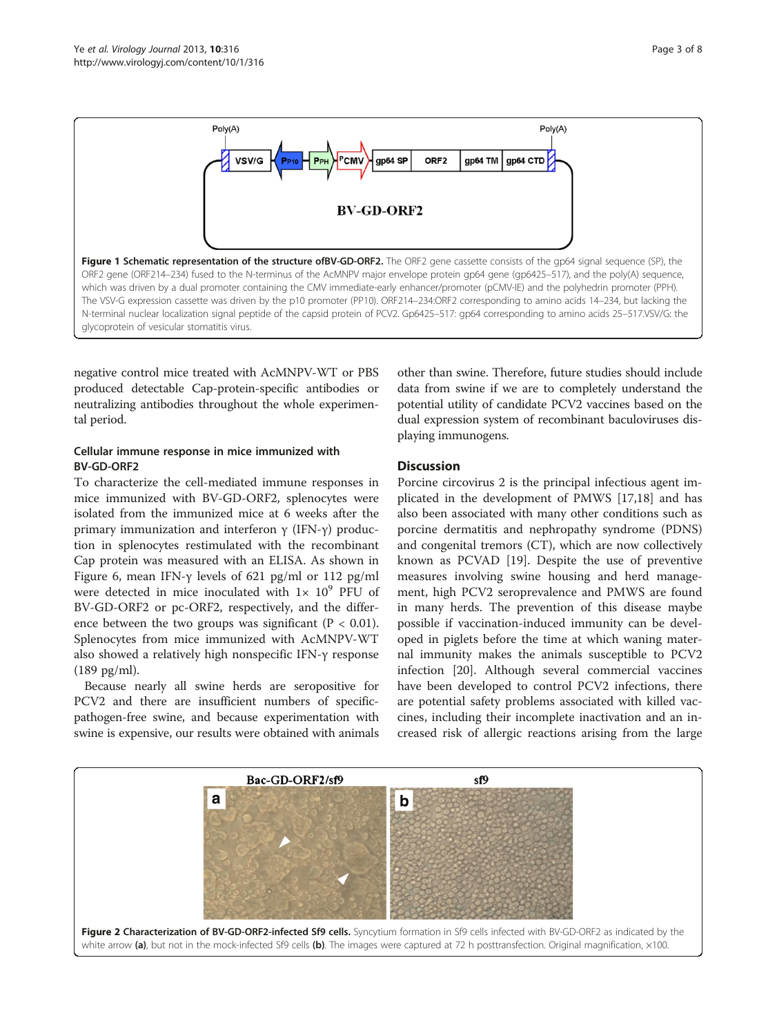**Figure 1 Schematic representation of the structure ofBV-GD-ORF2.** The ORF2 gene cassette consists of the gp64 signal sequence (SP), the ORF2 gene (ORF214–234) fused to the N-terminus of the AcMNPV major envelope protein gp64 gene (gp6425–517), and the poly(A) sequence, which was driven by a dual promoter containing the CMV immediate-early enhancer/promoter (pCMV-IE) and the polyhedrin promoter (PPH). The VSV-G expression cassette was driven by the p10 promoter (PP10). ORF214–234:ORF2 corresponding to amino acids 14–234, but lacking the N-terminal nuclear localization signal peptide of the capsid protein of PCV2. Gp6425–517: gp64 corresponding to amino acids 25–517.VSV/G: the glycoprotein of vesicular stomatitis virus.

negative control mice treated with AcMNPV-WT or PBS produced detectable Cap-protein-specific antibodies or neutralizing antibodies throughout the whole experimental period.

### Cellular immune response in mice immunized with BV-GD-ORF2

To characterize the cell-mediated immune responses in mice immunized with BV-GD-ORF2, splenocytes were isolated from the immunized mice at 6 weeks after the primary immunization and interferon γ (IFN-γ) production in splenocytes restimulated with the recombinant Cap protein was measured with an ELISA. As shown in Figure 6, mean IFN-γ levels of 621 pg/ml or 112 pg/ml were detected in mice inoculated with $1\times 10^9$ PFU of BV-GD-ORF2 or pc-ORF2, respectively, and the difference between the two groups was significant ($P < 0.01$). Splenocytes from mice immunized with AcMNPV-WT also showed a relatively high nonspecific IFN-γ response (189 pg/ml).

Because nearly all swine herds are seropositive for PCV2 and there are insufficient numbers of specific-pathogen-free swine, and because experimentation with swine is expensive, our results were obtained with animals other than swine. Therefore, future studies should include data from swine if we are to completely understand the potential utility of candidate PCV2 vaccines based on the dual expression system of recombinant baculoviruses displaying immunogens.

## Discussion

Porcine circovirus 2 is the principal infectious agent implicated in the development of PMWS [17,18] and has also been associated with many other conditions such as porcine dermatitis and nephropathy syndrome (PDNS) and congenital tremors (CT), which are now collectively known as PCVAD [19]. Despite the use of preventive measures involving swine housing and herd management, high PCV2 seroprevalence and PMWS are found in many herds. The prevention of this disease maybe possible if vaccination-induced immunity can be developed in piglets before the time at which waning maternal immunity makes the animals susceptible to PCV2 infection [20]. Although several commercial vaccines have been developed to control PCV2 infections, there are potential safety problems associated with killed vaccines, including their incomplete inactivation and an increased risk of allergic reactions arising from the large

**Figure 2 Characterization of BV-GD-ORF2-infected Sf9 cells.** Syncytium formation in Sf9 cells infected with BV-GD-ORF2 as indicated by the white arrow **(a)**, but not in the mock-infected Sf9 cells **(b)**. The images were captured at 72 h posttransfection. Original magnification, ×100.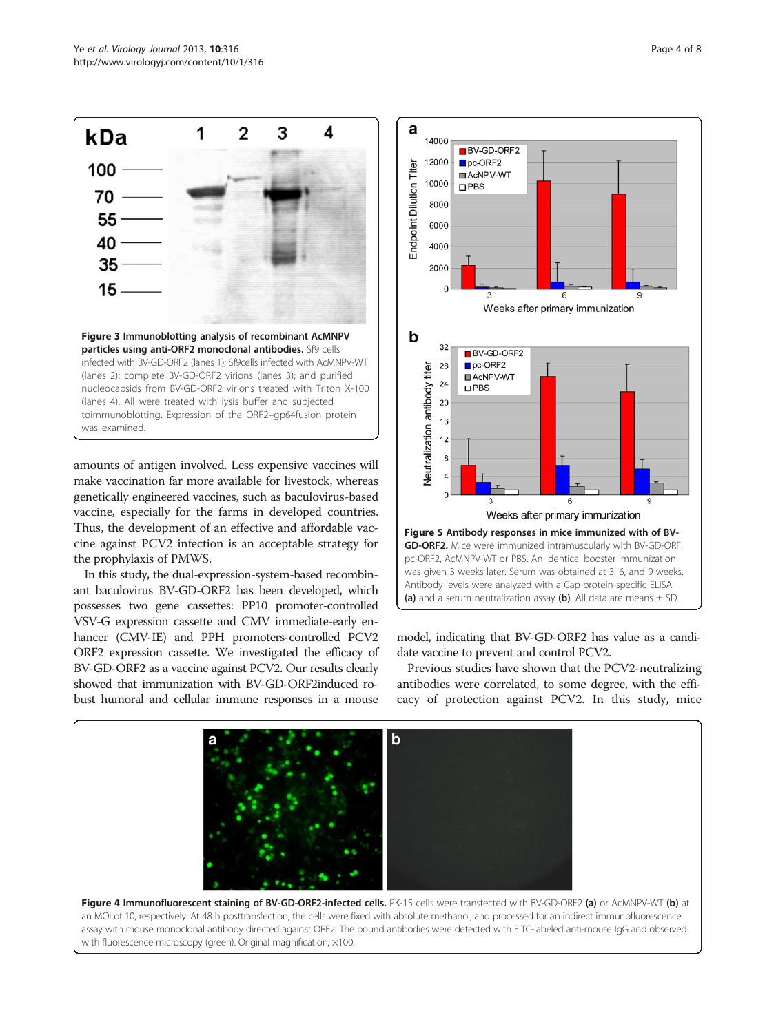**Figure 3 Immunoblotting analysis of recombinant AcMNPV particles using anti-ORF2 monoclonal antibodies.** Sf9 cells infected with BV-GD-ORF2 (lanes 1); Sf9cells infected with AcMNPV-WT (lanes 2); complete BV-GD-ORF2 virions (lanes 3); and purified nucleocapsids from BV-GD-ORF2 virions treated with Triton X-100 (lanes 4). All were treated with lysis buffer and subjected toimmunoblotting. Expression of the ORF2–gp64fusion protein was examined.

amounts of antigen involved. Less expensive vaccines will make vaccination far more available for livestock, whereas genetically engineered vaccines, such as baculovirus-based vaccine, especially for the farms in developed countries. Thus, the development of an effective and affordable vaccine against PCV2 infection is an acceptable strategy for the prophylaxis of PMWS.

In this study, the dual-expression-system-based recombinant baculovirus BV-GD-ORF2 has been developed, which possesses two gene cassettes: PP10 promoter-controlled VSV-G expression cassette and CMV immediate-early enhancer (CMV-IE) and PPH promoters-controlled PCV2 ORF2 expression cassette. We investigated the efficacy of BV-GD-ORF2 as a vaccine against PCV2. Our results clearly showed that immunization with BV-GD-ORF2induced robust humoral and cellular immune responses in a mouse model, indicating that BV-GD-ORF2 has value as a candidate vaccine to prevent and control PCV2.

Previous studies have shown that the PCV2-neutralizing antibodies were correlated, to some degree, with the efficacy of protection against PCV2. In this study, mice

**Figure 5 Antibody responses in mice immunized with of BV-GD-ORF2.** Mice were immunized intramuscularly with BV-GD-ORF, pc-ORF2, AcMNPV-WT or PBS. An identical booster immunization was given 3 weeks later. Serum was obtained at 3, 6, and 9 weeks. Antibody levels were analyzed with a Cap-protein-specific ELISA **(a)** and a serum neutralization assay **(b)**. All data are means ± SD.

**Figure 4 Immunofluorescent staining of BV-GD-ORF2-infected cells.** PK-15 cells were transfected with BV-GD-ORF2 **(a)** or AcMNPV-WT **(b)** at an MOI of 10, respectively. At 48 h posttransfection, the cells were fixed with absolute methanol, and processed for an indirect immunofluorescence assay with mouse monoclonal antibody directed against ORF2. The bound antibodies were detected with FITC-labeled anti-mouse IgG and observed with fluorescence microscopy (green). Original magnification, ×100.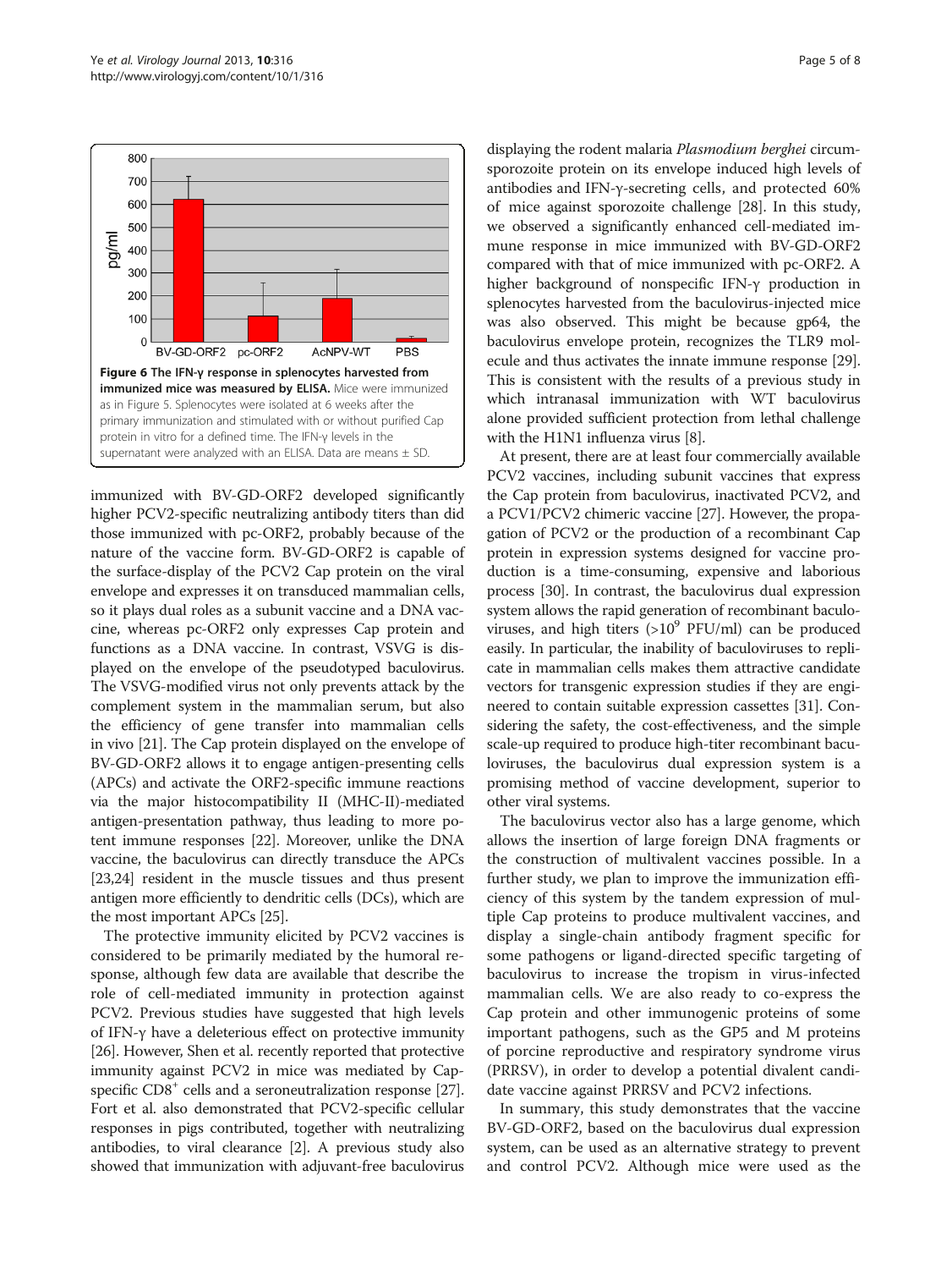**Figure 6 The IFN-γ response in splenocytes harvested from immunized mice was measured by ELISA.** Mice were immunized as in Figure 5. Splenocytes were isolated at 6 weeks after the primary immunization and stimulated with or without purified Cap protein in vitro for a defined time. The IFN-γ levels in the supernatant were analyzed with an ELISA. Data are means ± SD.

immunized with BV-GD-ORF2 developed significantly higher PCV2-specific neutralizing antibody titers than did those immunized with pc-ORF2, probably because of the nature of the vaccine form. BV-GD-ORF2 is capable of the surface-display of the PCV2 Cap protein on the viral envelope and expresses it on transduced mammalian cells, so it plays dual roles as a subunit vaccine and a DNA vaccine, whereas pc-ORF2 only expresses Cap protein and functions as a DNA vaccine. In contrast, VSVG is displayed on the envelope of the pseudotyped baculovirus. The VSVG-modified virus not only prevents attack by the complement system in the mammalian serum, but also the efficiency of gene transfer into mammalian cells in vivo [21]. The Cap protein displayed on the envelope of BV-GD-ORF2 allows it to engage antigen-presenting cells (APCs) and activate the ORF2-specific immune reactions via the major histocompatibility II (MHC-II)-mediated antigen-presentation pathway, thus leading to more potent immune responses [22]. Moreover, unlike the DNA vaccine, the baculovirus can directly transduce the APCs [23,24] resident in the muscle tissues and thus present antigen more efficiently to dendritic cells (DCs), which are the most important APCs [25].

The protective immunity elicited by PCV2 vaccines is considered to be primarily mediated by the humoral response, although few data are available that describe the role of cell-mediated immunity in protection against PCV2. Previous studies have suggested that high levels of IFN-γ have a deleterious effect on protective immunity [26]. However, Shen et al. recently reported that protective immunity against PCV2 in mice was mediated by Cap-specific $CD8^+$ cells and a seroneutralization response [27]. Fort et al. also demonstrated that PCV2-specific cellular responses in pigs contributed, together with neutralizing antibodies, to viral clearance [2]. A previous study also showed that immunization with adjuvant-free baculovirus displaying the rodent malaria *Plasmodium berghei* circumsporozoite protein on its envelope induced high levels of antibodies and IFN-γ-secreting cells, and protected 60% of mice against sporozoite challenge [28]. In this study, we observed a significantly enhanced cell-mediated immune response in mice immunized with BV-GD-ORF2 compared with that of mice immunized with pc-ORF2. A higher background of nonspecific IFN-γ production in splenocytes harvested from the baculovirus-injected mice was also observed. This might be because gp64, the baculovirus envelope protein, recognizes the TLR9 molecule and thus activates the innate immune response [29]. This is consistent with the results of a previous study in which intranasal immunization with WT baculovirus alone provided sufficient protection from lethal challenge with the H1N1 influenza virus [8].

At present, there are at least four commercially available PCV2 vaccines, including subunit vaccines that express the Cap protein from baculovirus, inactivated PCV2, and a PCV1/PCV2 chimeric vaccine [27]. However, the propagation of PCV2 or the production of a recombinant Cap protein in expression systems designed for vaccine production is a time-consuming, expensive and laborious process [30]. In contrast, the baculovirus dual expression system allows the rapid generation of recombinant baculoviruses, and high titers ($>10^9$ PFU/ml) can be produced easily. In particular, the inability of baculoviruses to replicate in mammalian cells makes them attractive candidate vectors for transgenic expression studies if they are engineered to contain suitable expression cassettes [31]. Considering the safety, the cost-effectiveness, and the simple scale-up required to produce high-titer recombinant baculoviruses, the baculovirus dual expression system is a promising method of vaccine development, superior to other viral systems.

The baculovirus vector also has a large genome, which allows the insertion of large foreign DNA fragments or the construction of multivalent vaccines possible. In a further study, we plan to improve the immunization efficiency of this system by the tandem expression of multiple Cap proteins to produce multivalent vaccines, and display a single-chain antibody fragment specific for some pathogens or ligand-directed specific targeting of baculovirus to increase the tropism in virus-infected mammalian cells. We are also ready to co-express the Cap protein and other immunogenic proteins of some important pathogens, such as the GP5 and M proteins of porcine reproductive and respiratory syndrome virus (PRRSV), in order to develop a potential divalent candidate vaccine against PRRSV and PCV2 infections.

In summary, this study demonstrates that the vaccine BV-GD-ORF2, based on the baculovirus dual expression system, can be used as an alternative strategy to prevent and control PCV2. Although mice were used as the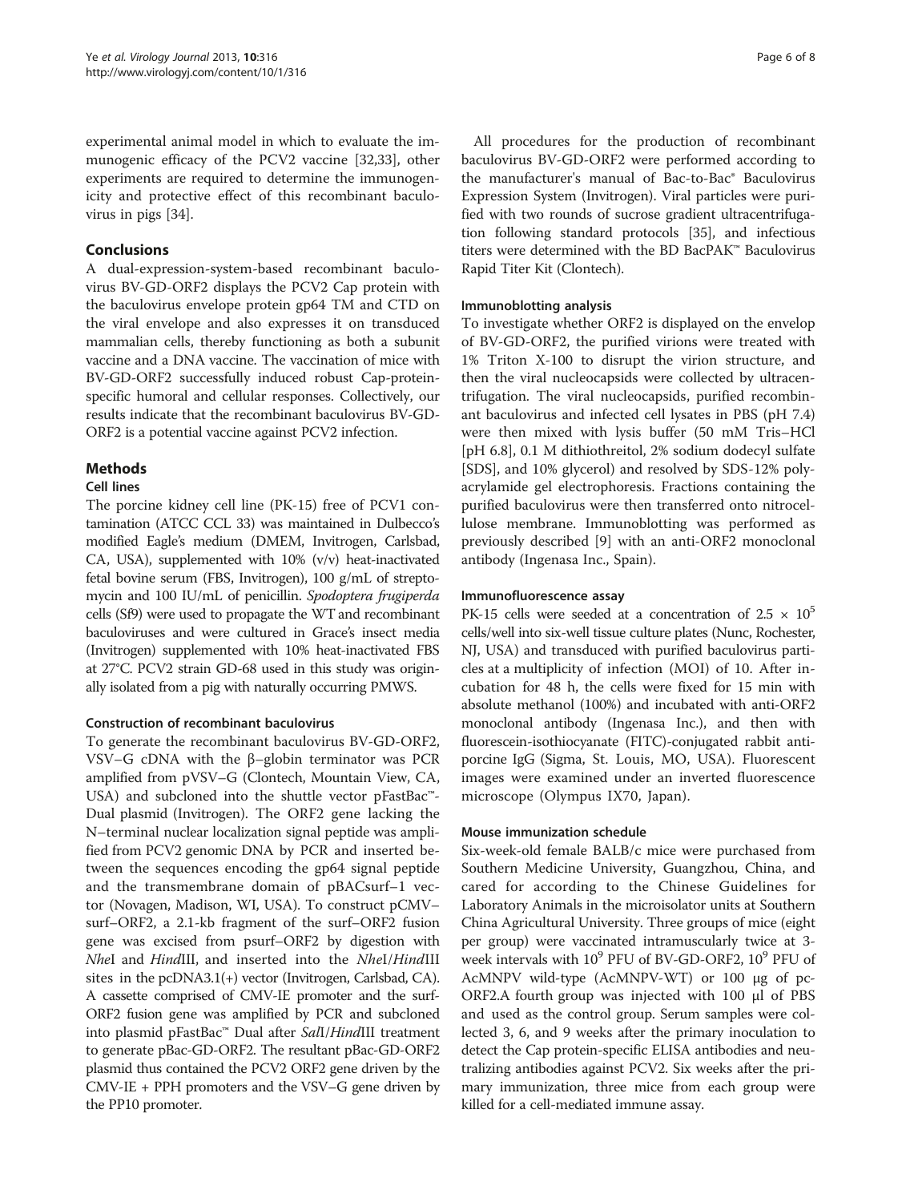experimental animal model in which to evaluate the immunogenic efficacy of the PCV2 vaccine [32,33], other experiments are required to determine the immunogenicity and protective effect of this recombinant baculovirus in pigs [34].

## Conclusions

A dual-expression-system-based recombinant baculovirus BV-GD-ORF2 displays the PCV2 Cap protein with the baculovirus envelope protein gp64 TM and CTD on the viral envelope and also expresses it on transduced mammalian cells, thereby functioning as both a subunit vaccine and a DNA vaccine. The vaccination of mice with BV-GD-ORF2 successfully induced robust Cap-protein-specific humoral and cellular responses. Collectively, our results indicate that the recombinant baculovirus BV-GD-ORF2 is a potential vaccine against PCV2 infection.

## Methods

### Cell lines

The porcine kidney cell line (PK-15) free of PCV1 contamination (ATCC CCL 33) was maintained in Dulbecco's modified Eagle's medium (DMEM, Invitrogen, Carlsbad, CA, USA), supplemented with 10% (v/v) heat-inactivated fetal bovine serum (FBS, Invitrogen), 100 g/mL of streptomycin and 100 IU/mL of penicillin. *Spodoptera frugiperda* cells (Sf9) were used to propagate the WT and recombinant baculoviruses and were cultured in Grace's insect media (Invitrogen) supplemented with 10% heat-inactivated FBS at 27°C. PCV2 strain GD-68 used in this study was originally isolated from a pig with naturally occurring PMWS.

### Construction of recombinant baculovirus

To generate the recombinant baculovirus BV-GD-ORF2, VSV–G cDNA with the β–globin terminator was PCR amplified from pVSV–G (Clontech, Mountain View, CA, USA) and subcloned into the shuttle vector pFastBac™-Dual plasmid (Invitrogen). The ORF2 gene lacking the N–terminal nuclear localization signal peptide was amplified from PCV2 genomic DNA by PCR and inserted between the sequences encoding the gp64 signal peptide and the transmembrane domain of pBACsurf–1 vector (Novagen, Madison, WI, USA). To construct pCMV–surf–ORF2, a 2.1-kb fragment of the surf–ORF2 fusion gene was excised from psurf–ORF2 by digestion with *Nhe*I and *Hind*III, and inserted into the *Nhe*I/*Hind*III sites in the pcDNA3.1(+) vector (Invitrogen, Carlsbad, CA). A cassette comprised of CMV-IE promoter and the surf-ORF2 fusion gene was amplified by PCR and subcloned into plasmid pFastBac™ Dual after *Sal*I/*Hind*III treatment to generate pBac-GD-ORF2. The resultant pBac-GD-ORF2 plasmid thus contained the PCV2 ORF2 gene driven by the CMV-IE + PPH promoters and the VSV–G gene driven by the PP10 promoter.

All procedures for the production of recombinant baculovirus BV-GD-ORF2 were performed according to the manufacturer's manual of Bac-to-Bac® Baculovirus Expression System (Invitrogen). Viral particles were purified with two rounds of sucrose gradient ultracentrifugation following standard protocols [35], and infectious titers were determined with the BD BacPAK™ Baculovirus Rapid Titer Kit (Clontech).

### Immunoblotting analysis

To investigate whether ORF2 is displayed on the envelop of BV-GD-ORF2, the purified virions were treated with 1% Triton X-100 to disrupt the virion structure, and then the viral nucleocapsids were collected by ultracentrifugation. The viral nucleocapsids, purified recombinant baculovirus and infected cell lysates in PBS (pH 7.4) were then mixed with lysis buffer (50 mM Tris–HCl [pH 6.8], 0.1 M dithiothreitol, 2% sodium dodecyl sulfate [SDS], and 10% glycerol) and resolved by SDS-12% polyacrylamide gel electrophoresis. Fractions containing the purified baculovirus were then transferred onto nitrocellulose membrane. Immunoblotting was performed as previously described [9] with an anti-ORF2 monoclonal antibody (Ingenasa Inc., Spain).

### Immunofluorescence assay

PK-15 cells were seeded at a concentration of $2.5 \times 10^5$ cells/well into six-well tissue culture plates (Nunc, Rochester, NJ, USA) and transduced with purified baculovirus particles at a multiplicity of infection (MOI) of 10. After incubation for 48 h, the cells were fixed for 15 min with absolute methanol (100%) and incubated with anti-ORF2 monoclonal antibody (Ingenasa Inc.), and then with fluorescein-isothiocyanate (FITC)-conjugated rabbit anti-porcine IgG (Sigma, St. Louis, MO, USA). Fluorescent images were examined under an inverted fluorescence microscope (Olympus IX70, Japan).

### Mouse immunization schedule

Six-week-old female BALB/c mice were purchased from Southern Medicine University, Guangzhou, China, and cared for according to the Chinese Guidelines for Laboratory Animals in the microisolator units at Southern China Agricultural University. Three groups of mice (eight per group) were vaccinated intramuscularly twice at 3-week intervals with $10^9$ PFU of BV-GD-ORF2, $10^9$ PFU of AcMNPV wild-type (AcMNPV-WT) or 100 μg of pc-ORF2.A fourth group was injected with 100 μl of PBS and used as the control group. Serum samples were collected 3, 6, and 9 weeks after the primary inoculation to detect the Cap protein-specific ELISA antibodies and neutralizing antibodies against PCV2. Six weeks after the primary immunization, three mice from each group were killed for a cell-mediated immune assay.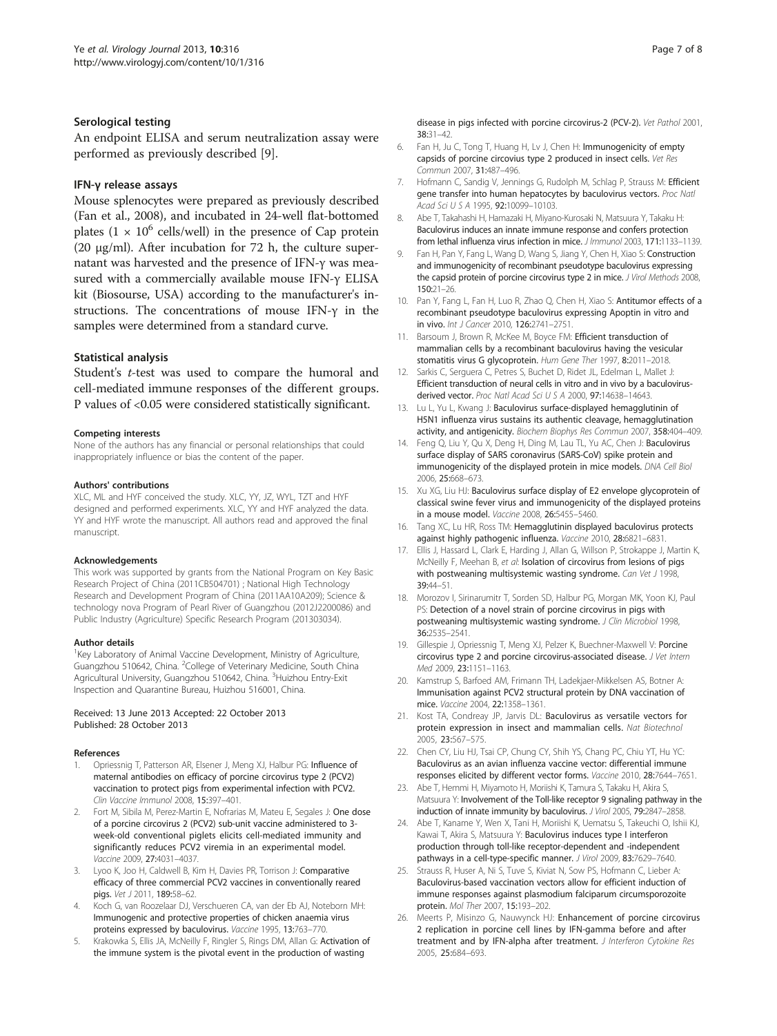### Serological testing

An endpoint ELISA and serum neutralization assay were performed as previously described [9].

### IFN-γ release assays

Mouse splenocytes were prepared as previously described (Fan et al., 2008), and incubated in 24-well flat-bottomed plates ($1 \times 10^6$ cells/well) in the presence of Cap protein (20 μg/ml). After incubation for 72 h, the culture supernatant was harvested and the presence of IFN-γ was measured with a commercially available mouse IFN-γ ELISA kit (Biosourse, USA) according to the manufacturer's instructions. The concentrations of mouse IFN-γ in the samples were determined from a standard curve.

### Statistical analysis

Student's *t*-test was used to compare the humoral and cell-mediated immune responses of the different groups. P values of <0.05 were considered statistically significant.

#### Competing interests

None of the authors has any financial or personal relationships that could inappropriately influence or bias the content of the paper.

#### Authors' contributions

XLC, ML and HYF conceived the study. XLC, YY, JZ, WYL, TZT and HYF designed and performed experiments. XLC, YY and HYF analyzed the data. YY and HYF wrote the manuscript. All authors read and approved the final manuscript.

#### Acknowledgements

This work was supported by grants from the National Program on Key Basic Research Project of China (2011CB504701) ; National High Technology Research and Development Program of China (2011AA10A209); Science & technology nova Program of Pearl River of Guangzhou (2012J2200086) and Public Industry (Agriculture) Specific Research Program (201303034).

#### Author details

[1]Key Laboratory of Animal Vaccine Development, Ministry of Agriculture, Guangzhou 510642, China. [2]College of Veterinary Medicine, South China Agricultural University, Guangzhou 510642, China. [3]Huizhou Entry-Exit Inspection and Quarantine Bureau, Huizhou 516001, China.

Received: 13 June 2013 Accepted: 22 October 2013
Published: 28 October 2013

#### References

1. Opriessnig T, Patterson AR, Elsener J, Meng XJ, Halbur PG: **Influence of maternal antibodies on efficacy of porcine circovirus type 2 (PCV2) vaccination to protect pigs from experimental infection with PCV2.** *Clin Vaccine Immunol* 2008, **15:**397–401.
2. Fort M, Sibila M, Perez-Martin E, Nofrarias M, Mateu E, Segales J: **One dose of a porcine circovirus 2 (PCV2) sub-unit vaccine administered to 3-week-old conventional piglets elicits cell-mediated immunity and significantly reduces PCV2 viremia in an experimental model.** *Vaccine* 2009, **27:**4031–4037.
3. Lyoo K, Joo H, Caldwell B, Kim H, Davies PR, Torrison J: **Comparative efficacy of three commercial PCV2 vaccines in conventionally reared pigs.** *Vet J* 2011, **189:**58–62.
4. Koch G, van Roozelaar DJ, Verschueren CA, van der Eb AJ, Noteborn MH: **Immunogenic and protective properties of chicken anaemia virus proteins expressed by baculovirus.** *Vaccine* 1995, **13:**763–770.
5. Krakowka S, Ellis JA, McNeilly F, Ringler S, Rings DM, Allan G: **Activation of the immune system is the pivotal event in the production of wasting disease in pigs infected with porcine circovirus-2 (PCV-2).** *Vet Pathol* 2001, **38:**31–42.
6. Fan H, Ju C, Tong T, Huang H, Lv J, Chen H: **Immunogenicity of empty capsids of porcine circovius type 2 produced in insect cells.** *Vet Res Commun* 2007, **31:**487–496.
7. Hofmann C, Sandig V, Jennings G, Rudolph M, Schlag P, Strauss M: **Efficient gene transfer into human hepatocytes by baculovirus vectors.** *Proc Natl Acad Sci U S A* 1995, **92:**10099–10103.
8. Abe T, Takahashi H, Hamazaki H, Miyano-Kurosaki N, Matsuura Y, Takaku H: **Baculovirus induces an innate immune response and confers protection from lethal influenza virus infection in mice.** *J Immunol* 2003, **171:**1133–1139.
9. Fan H, Pan Y, Fang L, Wang D, Wang S, Jiang Y, Chen H, Xiao S: **Construction and immunogenicity of recombinant pseudotype baculovirus expressing the capsid protein of porcine circovirus type 2 in mice.** *J Virol Methods* 2008, **150:**21–26.
10. Pan Y, Fang L, Fan H, Luo R, Zhao Q, Chen H, Xiao S: **Antitumor effects of a recombinant pseudotype baculovirus expressing Apoptin in vitro and in vivo.** *Int J Cancer* 2010, **126:**2741–2751.
11. Barsoum J, Brown R, McKee M, Boyce FM: **Efficient transduction of mammalian cells by a recombinant baculovirus having the vesicular stomatitis virus G glycoprotein.** *Hum Gene Ther* 1997, **8:**2011–2018.
12. Sarkis C, Serguera C, Petres S, Buchet D, Ridet JL, Edelman L, Mallet J: **Efficient transduction of neural cells in vitro and in vivo by a baculovirus-derived vector.** *Proc Natl Acad Sci U S A* 2000, **97:**14638–14643.
13. Lu L, Yu L, Kwang J: **Baculovirus surface-displayed hemagglutinin of H5N1 influenza virus sustains its authentic cleavage, hemagglutination activity, and antigenicity.** *Biochem Biophys Res Commun* 2007, **358:**404–409.
14. Feng Q, Liu Y, Qu X, Deng H, Ding M, Lau TL, Yu AC, Chen J: **Baculovirus surface display of SARS coronavirus (SARS-CoV) spike protein and immunogenicity of the displayed protein in mice models.** *DNA Cell Biol* 2006, **25:**668–673.
15. Xu XG, Liu HJ: **Baculovirus surface display of E2 envelope glycoprotein of classical swine fever virus and immunogenicity of the displayed proteins in a mouse model.** *Vaccine* 2008, **26:**5455–5460.
16. Tang XC, Lu HR, Ross TM: **Hemagglutinin displayed baculovirus protects against highly pathogenic influenza.** *Vaccine* 2010, **28:**6821–6831.
17. Ellis J, Hassard L, Clark E, Harding J, Allan G, Willson P, Strokappe J, Martin K, McNeilly F, Meehan B, *et al*: **Isolation of circovirus from lesions of pigs with postweaning multisystemic wasting syndrome.** *Can Vet J* 1998, **39:**44–51.
18. Morozov I, Sirinarumitr T, Sorden SD, Halbur PG, Morgan MK, Yoon KJ, Paul PS: **Detection of a novel strain of porcine circovirus in pigs with postweaning multisystemic wasting syndrome.** *J Clin Microbiol* 1998, **36:**2535–2541.
19. Gillespie J, Opriessnig T, Meng XJ, Pelzer K, Buechner-Maxwell V: **Porcine circovirus type 2 and porcine circovirus-associated disease.** *J Vet Intern Med* 2009, **23:**1151–1163.
20. Kamstrup S, Barfoed AM, Frimann TH, Ladekjaer-Mikkelsen AS, Botner A: **Immunisation against PCV2 structural protein by DNA vaccination of mice.** *Vaccine* 2004, **22:**1358–1361.
21. Kost TA, Condreay JP, Jarvis DL: **Baculovirus as versatile vectors for protein expression in insect and mammalian cells.** *Nat Biotechnol* 2005, **23:**567–575.
22. Chen CY, Liu HJ, Tsai CP, Chung CY, Shih YS, Chang PC, Chiu YT, Hu YC: **Baculovirus as an avian influenza vaccine vector: differential immune responses elicited by different vector forms.** *Vaccine* 2010, **28:**7644–7651.
23. Abe T, Hemmi H, Miyamoto H, Moriishi K, Tamura S, Takaku H, Akira S, Matsuura Y: **Involvement of the Toll-like receptor 9 signaling pathway in the induction of innate immunity by baculovirus.** *J Virol* 2005, **79:**2847–2858.
24. Abe T, Kaname Y, Wen X, Tani H, Moriishi K, Uematsu S, Takeuchi O, Ishii KJ, Kawai T, Akira S, Matsuura Y: **Baculovirus induces type I interferon production through toll-like receptor-dependent and -independent pathways in a cell-type-specific manner.** *J Virol* 2009, **83:**7629–7640.
25. Strauss R, Huser A, Ni S, Tuve S, Kiviat N, Sow PS, Hofmann C, Lieber A: **Baculovirus-based vaccination vectors allow for efficient induction of immune responses against plasmodium falciparum circumsporozoite protein.** *Mol Ther* 2007, **15:**193–202.
26. Meerts P, Misinzo G, Nauwynck HJ: **Enhancement of porcine circovirus 2 replication in porcine cell lines by IFN-gamma before and after treatment and by IFN-alpha after treatment.** *J Interferon Cytokine Res* 2005, **25:**684–693.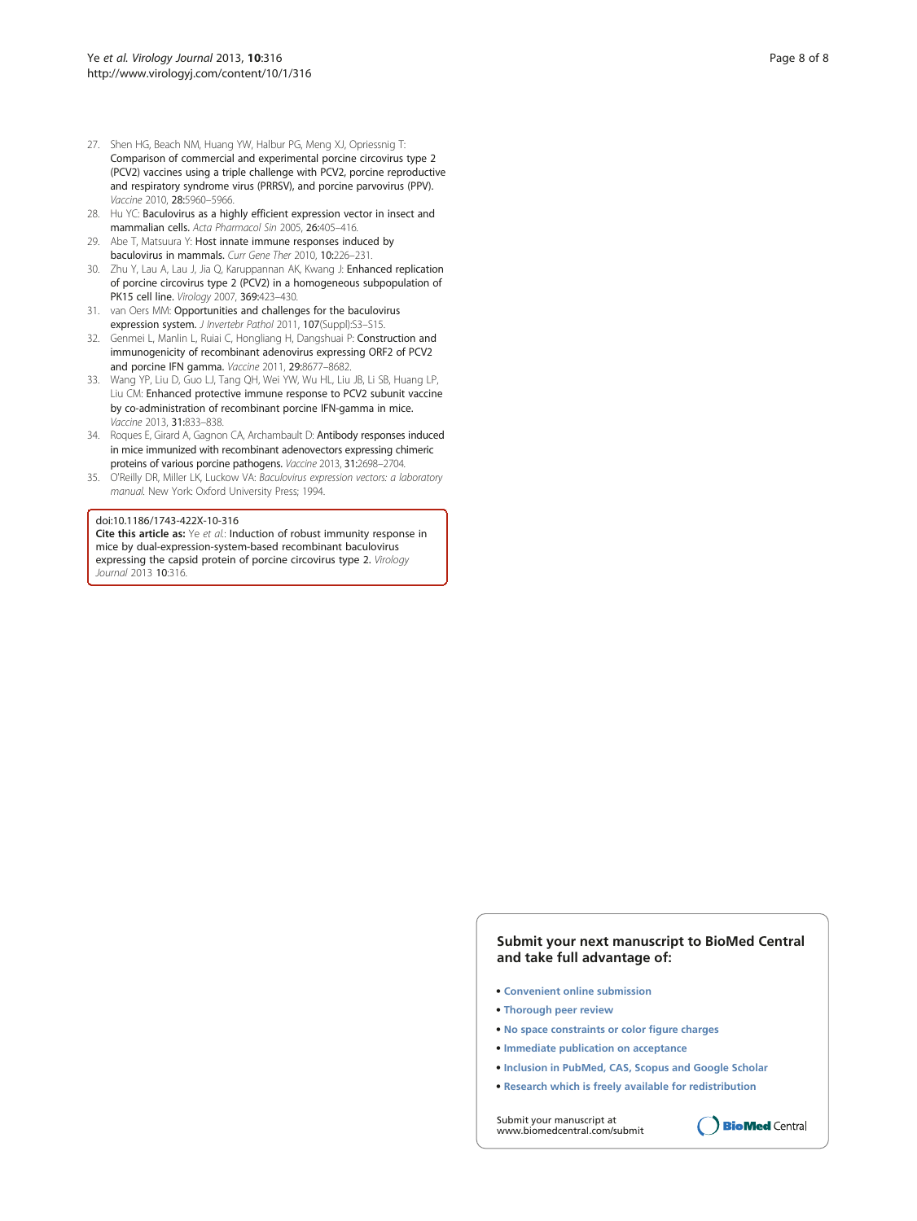27. Shen HG, Beach NM, Huang YW, Halbur PG, Meng XJ, Opriessnig T: **Comparison of commercial and experimental porcine circovirus type 2 (PCV2) vaccines using a triple challenge with PCV2, porcine reproductive and respiratory syndrome virus (PRRSV), and porcine parvovirus (PPV).** *Vaccine* 2010, **28:**5960–5966.
28. Hu YC: **Baculovirus as a highly efficient expression vector in insect and mammalian cells.** *Acta Pharmacol Sin* 2005, **26:**405–416.
29. Abe T, Matsuura Y: **Host innate immune responses induced by baculovirus in mammals.** *Curr Gene Ther* 2010, **10:**226–231.
30. Zhu Y, Lau A, Lau J, Jia Q, Karuppannan AK, Kwang J: **Enhanced replication of porcine circovirus type 2 (PCV2) in a homogeneous subpopulation of PK15 cell line.** *Virology* 2007, **369:**423–430.
31. van Oers MM: **Opportunities and challenges for the baculovirus expression system.** *J Invertebr Pathol* 2011, **107**(Suppl):S3–S15.
32. Genmei L, Manlin L, Ruiai C, Hongliang H, Dangshuai P: **Construction and immunogenicity of recombinant adenovirus expressing ORF2 of PCV2 and porcine IFN gamma.** *Vaccine* 2011, **29:**8677–8682.
33. Wang YP, Liu D, Guo LJ, Tang QH, Wei YW, Wu HL, Liu JB, Li SB, Huang LP, Liu CM: **Enhanced protective immune response to PCV2 subunit vaccine by co-administration of recombinant porcine IFN-gamma in mice.** *Vaccine* 2013, **31:**833–838.
34. Roques E, Girard A, Gagnon CA, Archambault D: **Antibody responses induced in mice immunized with recombinant adenovectors expressing chimeric proteins of various porcine pathogens.** *Vaccine* 2013, **31:**2698–2704.
35. O'Reilly DR, Miller LK, Luckow VA: *Baculovirus expression vectors: a laboratory manual.* New York: Oxford University Press; 1994.

doi:10.1186/1743-422X-10-316

**Cite this article as:** Ye *et al.*: Induction of robust immunity response in mice by dual-expression-system-based recombinant baculovirus expressing the capsid protein of porcine circovirus type 2. *Virology Journal* 2013 **10**:316.

**Submit your next manuscript to BioMed Central and take full advantage of:**

- **Convenient online submission**
- **Thorough peer review**
- **No space constraints or color figure charges**
- **Immediate publication on acceptance**
- **Inclusion in PubMed, CAS, Scopus and Google Scholar**
- **Research which is freely available for redistribution**

Submit your manuscript at
www.biomedcentral.com/submit

BioMed Central